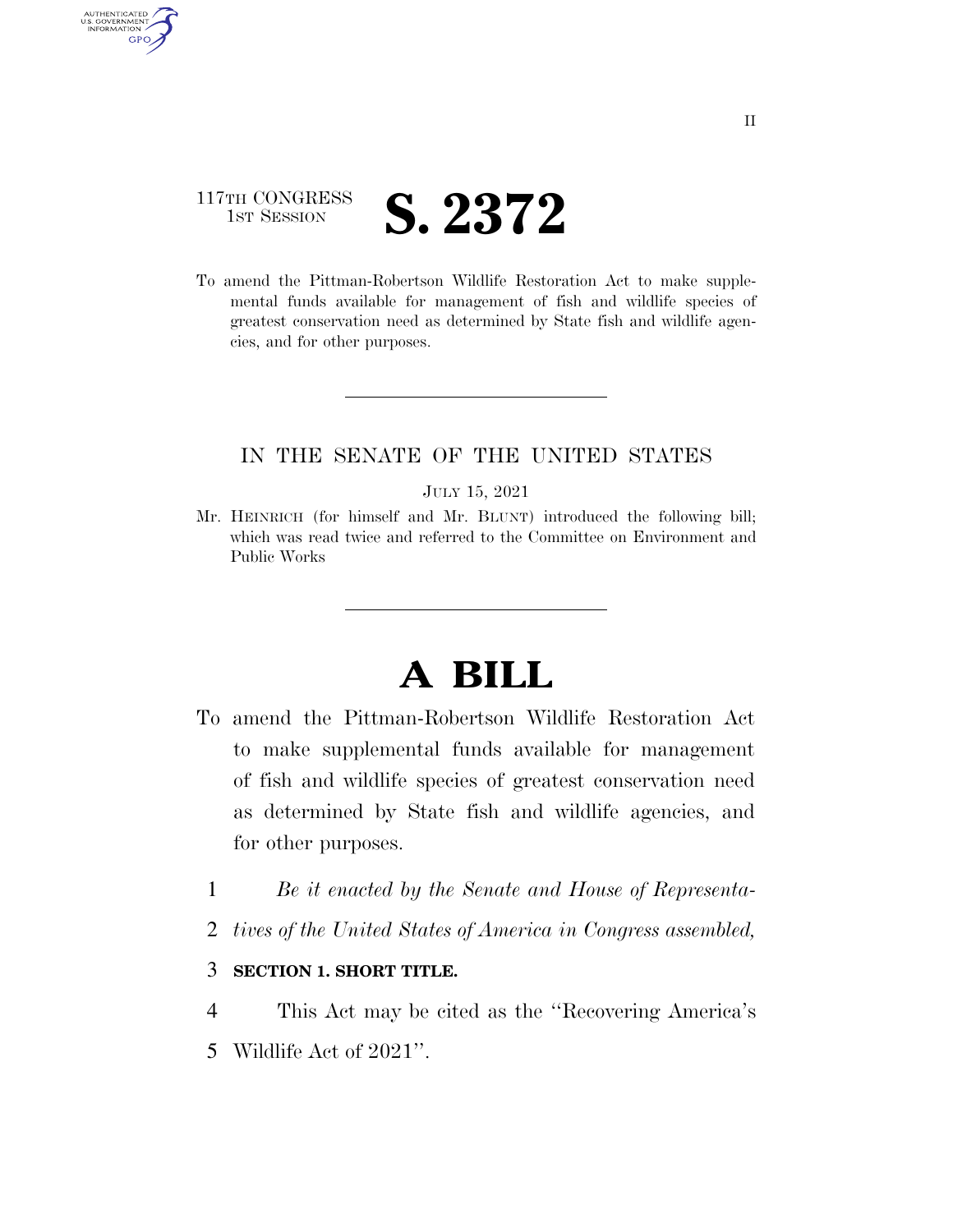117TH CONGRESS
1ST SESSION

# S. 2372

To amend the Pittman-Robertson Wildlife Restoration Act to make supplemental funds available for management of fish and wildlife species of greatest conservation need as determined by State fish and wildlife agencies, and for other purposes.

---

IN THE SENATE OF THE UNITED STATES

JULY 15, 2021

Mr. HEINRICH (for himself and Mr. BLUNT) introduced the following bill; which was read twice and referred to the Committee on Environment and Public Works

---

# A BILL

To amend the Pittman-Robertson Wildlife Restoration Act to make supplemental funds available for management of fish and wildlife species of greatest conservation need as determined by State fish and wildlife agencies, and for other purposes.

1 *Be it enacted by the Senate and House of Representa-*
2 *tives of the United States of America in Congress assembled,*

3 **SECTION 1. SHORT TITLE.**

4 This Act may be cited as the ''Recovering America's
5 Wildlife Act of 2021''.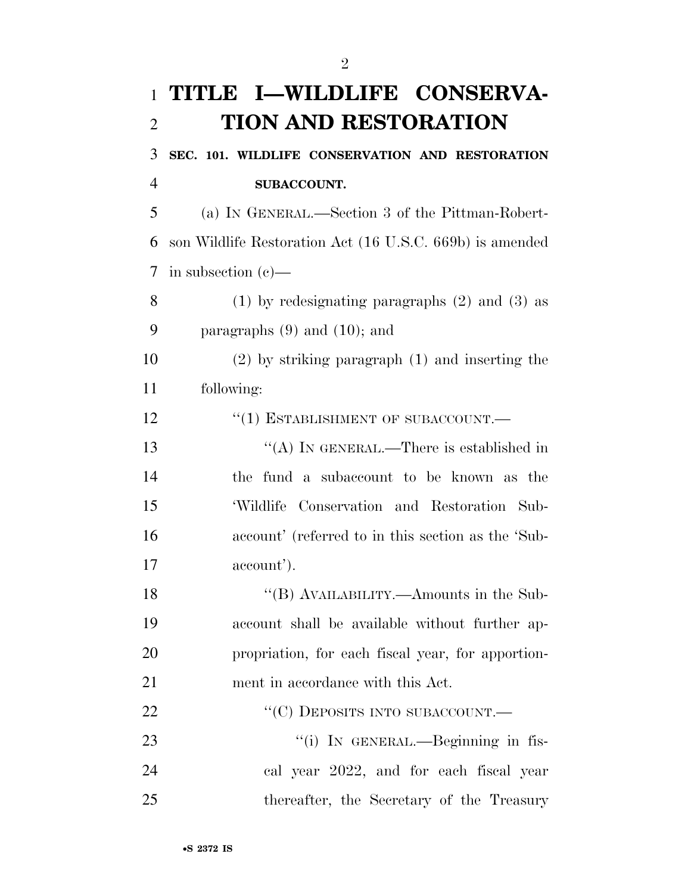# TITLE I—WILDLIFE CONSERVATION AND RESTORATION

**SEC. 101. WILDLIFE CONSERVATION AND RESTORATION SUBACCOUNT.**

(a) IN GENERAL.—Section 3 of the Pittman-Robertson Wildlife Restoration Act (16 U.S.C. 669b) is amended in subsection (c)—

(1) by redesignating paragraphs (2) and (3) as paragraphs (9) and (10); and

(2) by striking paragraph (1) and inserting the following:

"(1) ESTABLISHMENT OF SUBACCOUNT.—

"(A) IN GENERAL.—There is established in the fund a subaccount to be known as the 'Wildlife Conservation and Restoration Subaccount' (referred to in this section as the 'Subaccount').

"(B) AVAILABILITY.—Amounts in the Subaccount shall be available without further appropriation, for each fiscal year, for apportionment in accordance with this Act.

"(C) DEPOSITS INTO SUBACCOUNT.—

"(i) IN GENERAL.—Beginning in fiscal year 2022, and for each fiscal year thereafter, the Secretary of the Treasury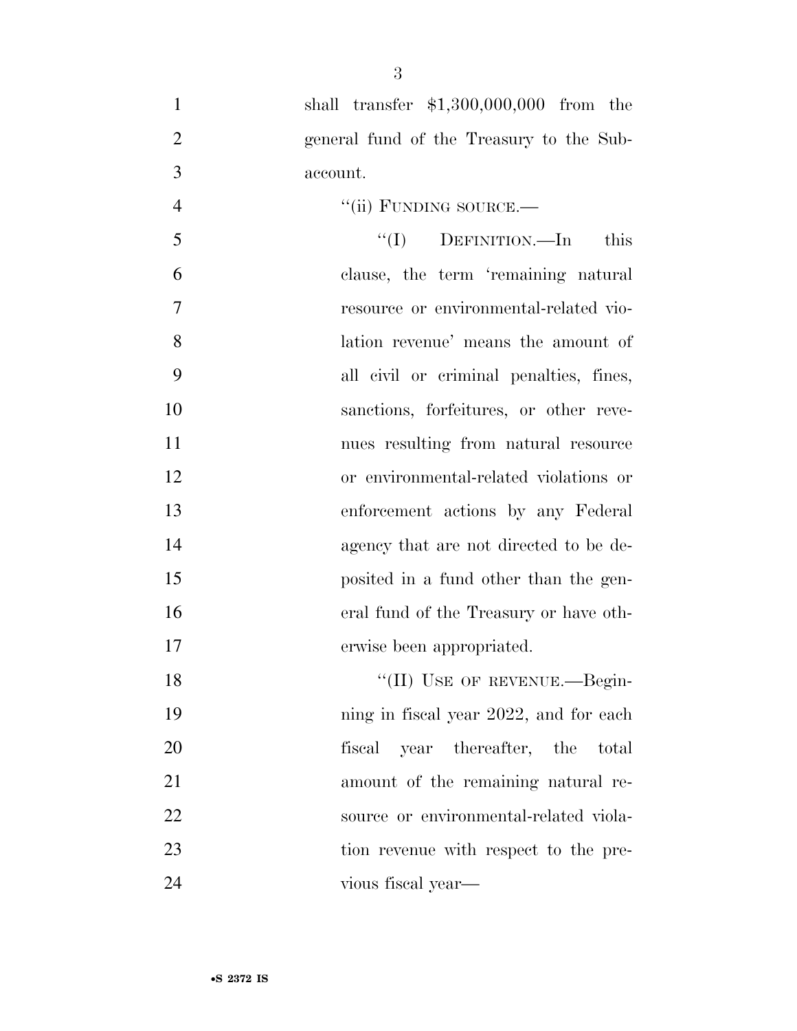shall transfer $1,300,000,000 from the general fund of the Treasury to the Subaccount.

"(ii) FUNDING SOURCE.—

"(I) DEFINITION.—In this clause, the term 'remaining natural resource or environmental-related violation revenue' means the amount of all civil or criminal penalties, fines, sanctions, forfeitures, or other revenues resulting from natural resource or environmental-related violations or enforcement actions by any Federal agency that are not directed to be deposited in a fund other than the general fund of the Treasury or have otherwise been appropriated.

"(II) USE OF REVENUE.—Beginning in fiscal year 2022, and for each fiscal year thereafter, the total amount of the remaining natural resource or environmental-related violation revenue with respect to the previous fiscal year—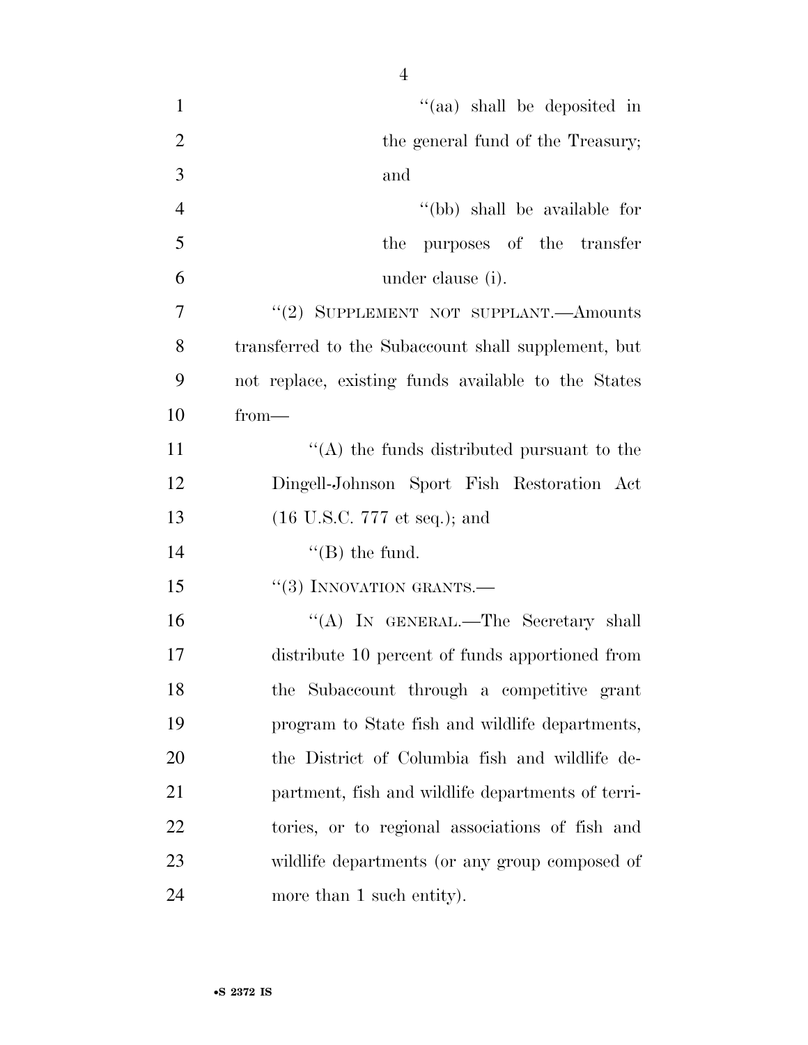"(aa) shall be deposited in the general fund of the Treasury; and

"(bb) shall be available for the purposes of the transfer under clause (i).

"(2) SUPPLEMENT NOT SUPPLANT.—Amounts transferred to the Subaccount shall supplement, but not replace, existing funds available to the States from—

"(A) the funds distributed pursuant to the Dingell-Johnson Sport Fish Restoration Act (16 U.S.C. 777 et seq.); and

"(B) the fund.

"(3) INNOVATION GRANTS.—

"(A) IN GENERAL.—The Secretary shall distribute 10 percent of funds apportioned from the Subaccount through a competitive grant program to State fish and wildlife departments, the District of Columbia fish and wildlife department, fish and wildlife departments of territories, or to regional associations of fish and wildlife departments (or any group composed of more than 1 such entity).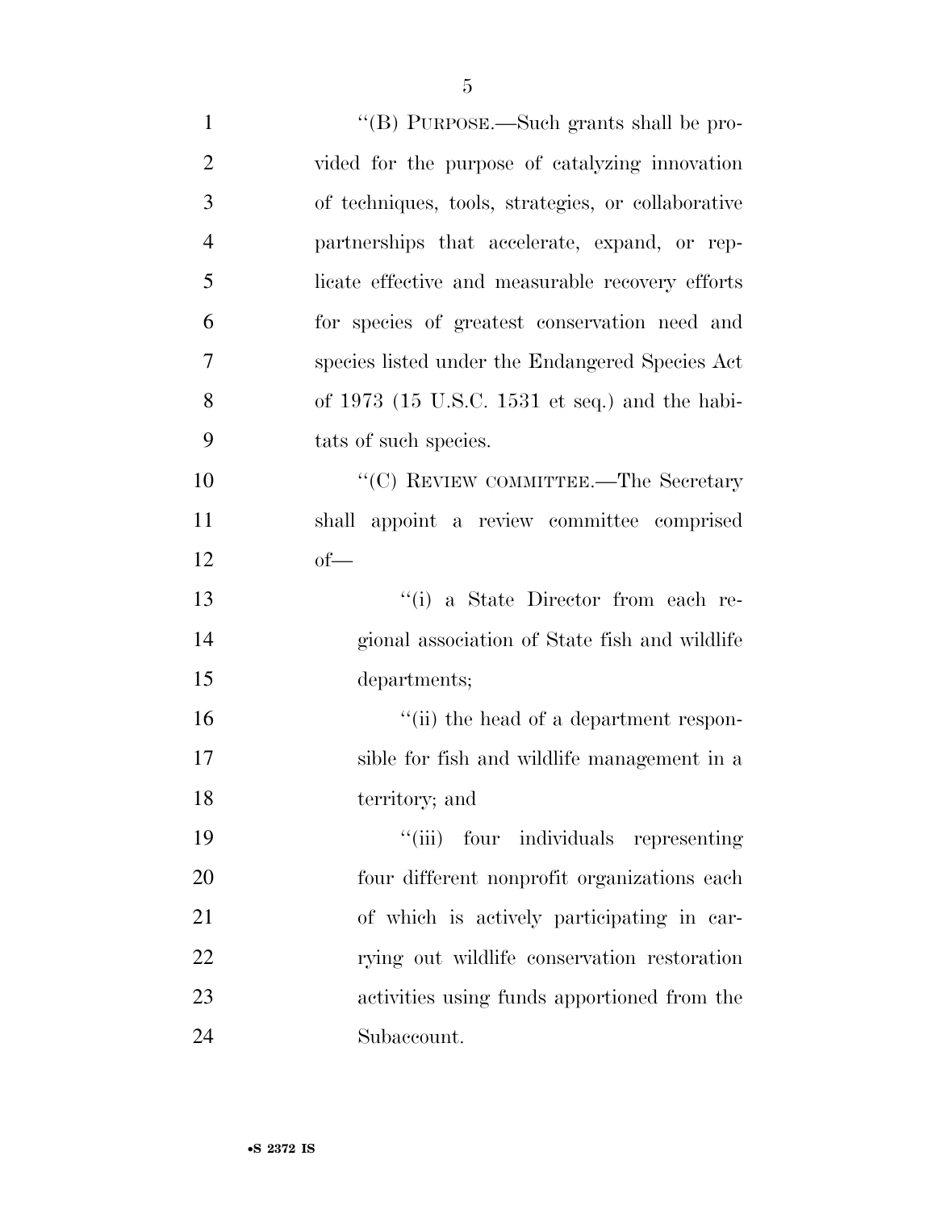"(B) PURPOSE.—Such grants shall be provided for the purpose of catalyzing innovation of techniques, tools, strategies, or collaborative partnerships that accelerate, expand, or replicate effective and measurable recovery efforts for species of greatest conservation need and species listed under the Endangered Species Act of 1973 (15 U.S.C. 1531 et seq.) and the habitats of such species.

"(C) REVIEW COMMITTEE.—The Secretary shall appoint a review committee comprised of—

"(i) a State Director from each regional association of State fish and wildlife departments;

"(ii) the head of a department responsible for fish and wildlife management in a territory; and

"(iii) four individuals representing four different nonprofit organizations each of which is actively participating in carrying out wildlife conservation restoration activities using funds apportioned from the Subaccount.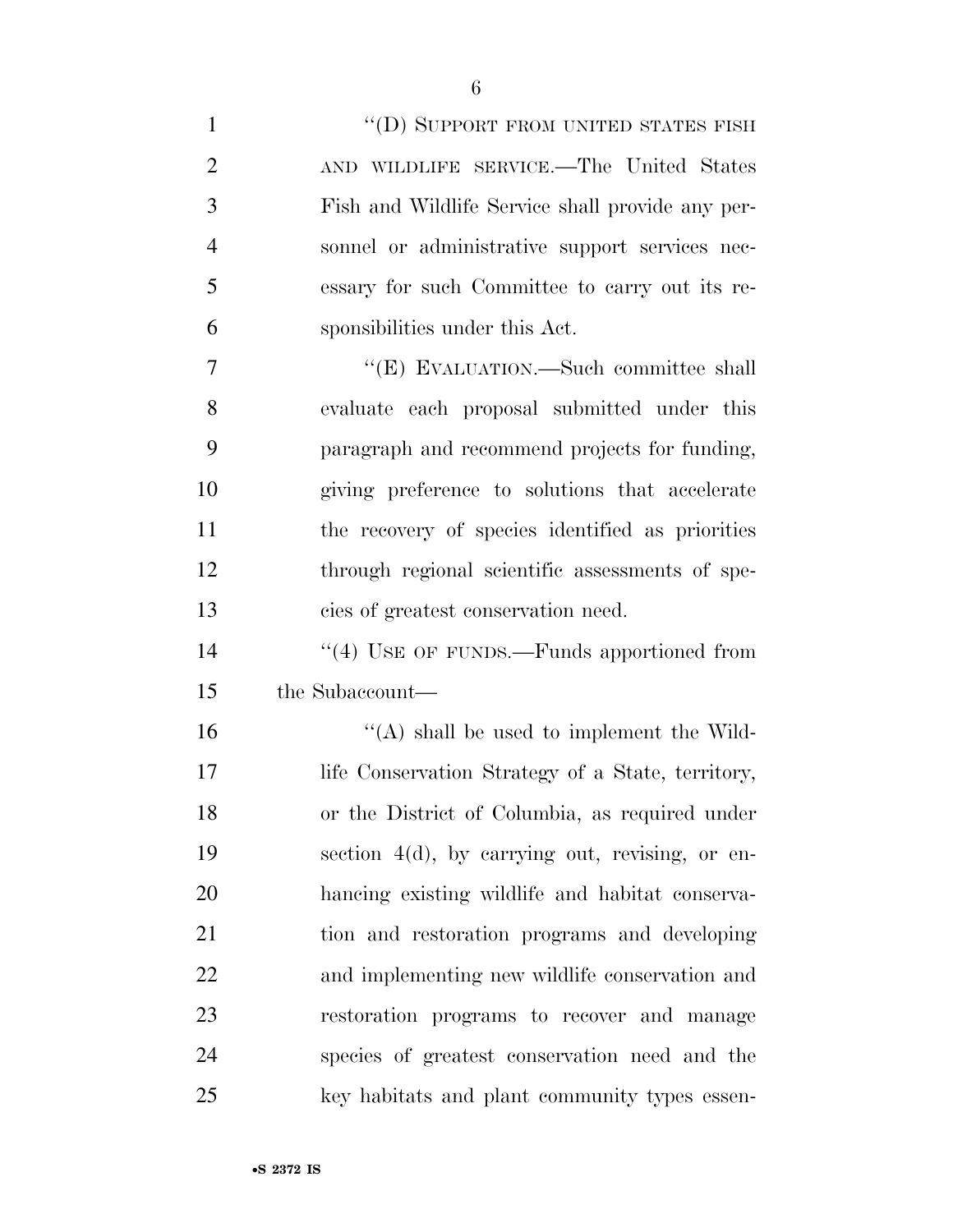"(D) SUPPORT FROM UNITED STATES FISH AND WILDLIFE SERVICE.—The United States Fish and Wildlife Service shall provide any personnel or administrative support services necessary for such Committee to carry out its responsibilities under this Act.

"(E) EVALUATION.—Such committee shall evaluate each proposal submitted under this paragraph and recommend projects for funding, giving preference to solutions that accelerate the recovery of species identified as priorities through regional scientific assessments of species of greatest conservation need.

"(4) USE OF FUNDS.—Funds apportioned from the Subaccount—

"(A) shall be used to implement the Wildlife Conservation Strategy of a State, territory, or the District of Columbia, as required under section 4(d), by carrying out, revising, or enhancing existing wildlife and habitat conservation and restoration programs and developing and implementing new wildlife conservation and restoration programs to recover and manage species of greatest conservation need and the key habitats and plant community types essen-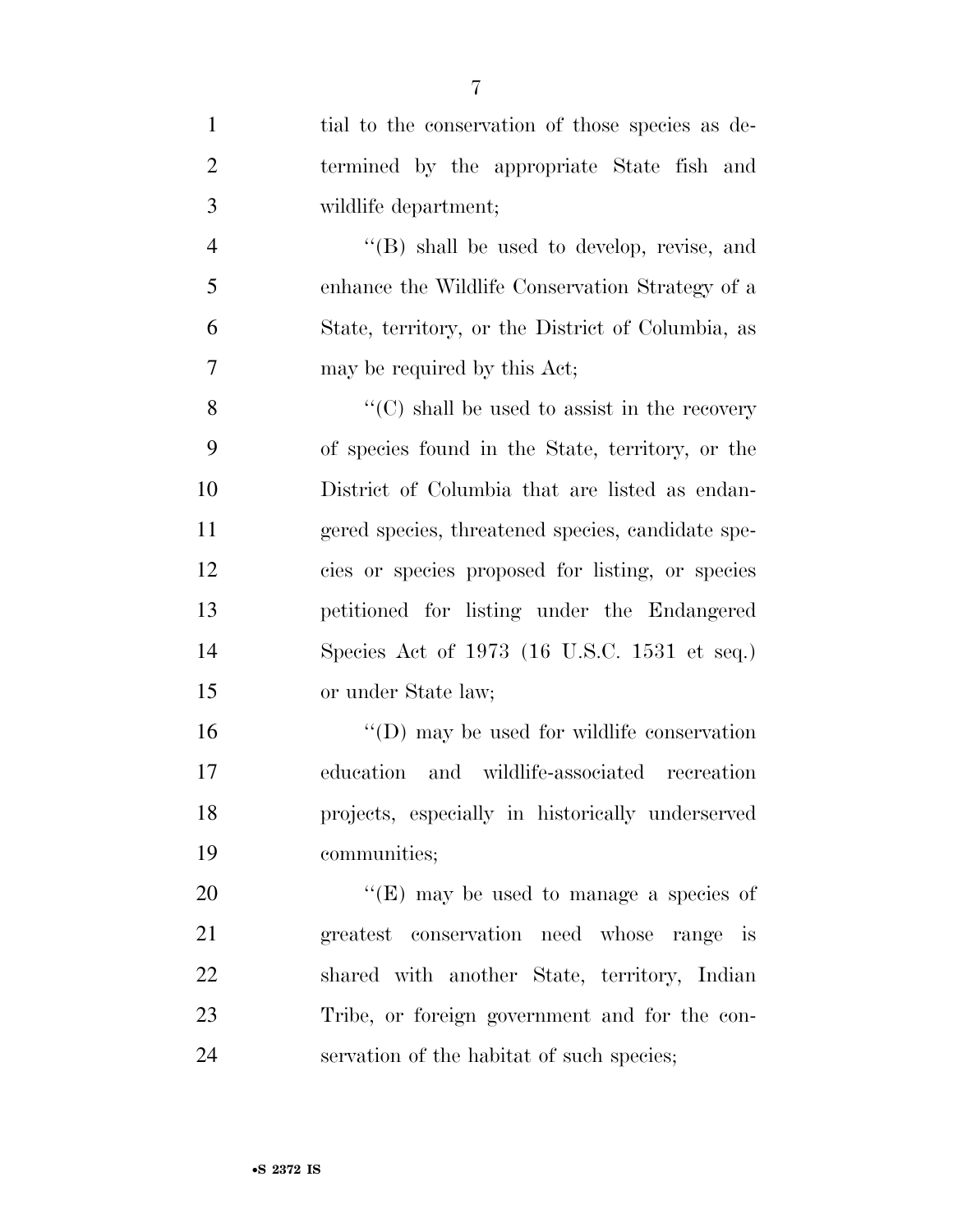tial to the conservation of those species as determined by the appropriate State fish and wildlife department;

"(B) shall be used to develop, revise, and enhance the Wildlife Conservation Strategy of a State, territory, or the District of Columbia, as may be required by this Act;

"(C) shall be used to assist in the recovery of species found in the State, territory, or the District of Columbia that are listed as endangered species, threatened species, candidate species or species proposed for listing, or species petitioned for listing under the Endangered Species Act of 1973 (16 U.S.C. 1531 et seq.) or under State law;

"(D) may be used for wildlife conservation education and wildlife-associated recreation projects, especially in historically underserved communities;

"(E) may be used to manage a species of greatest conservation need whose range is shared with another State, territory, Indian Tribe, or foreign government and for the conservation of the habitat of such species;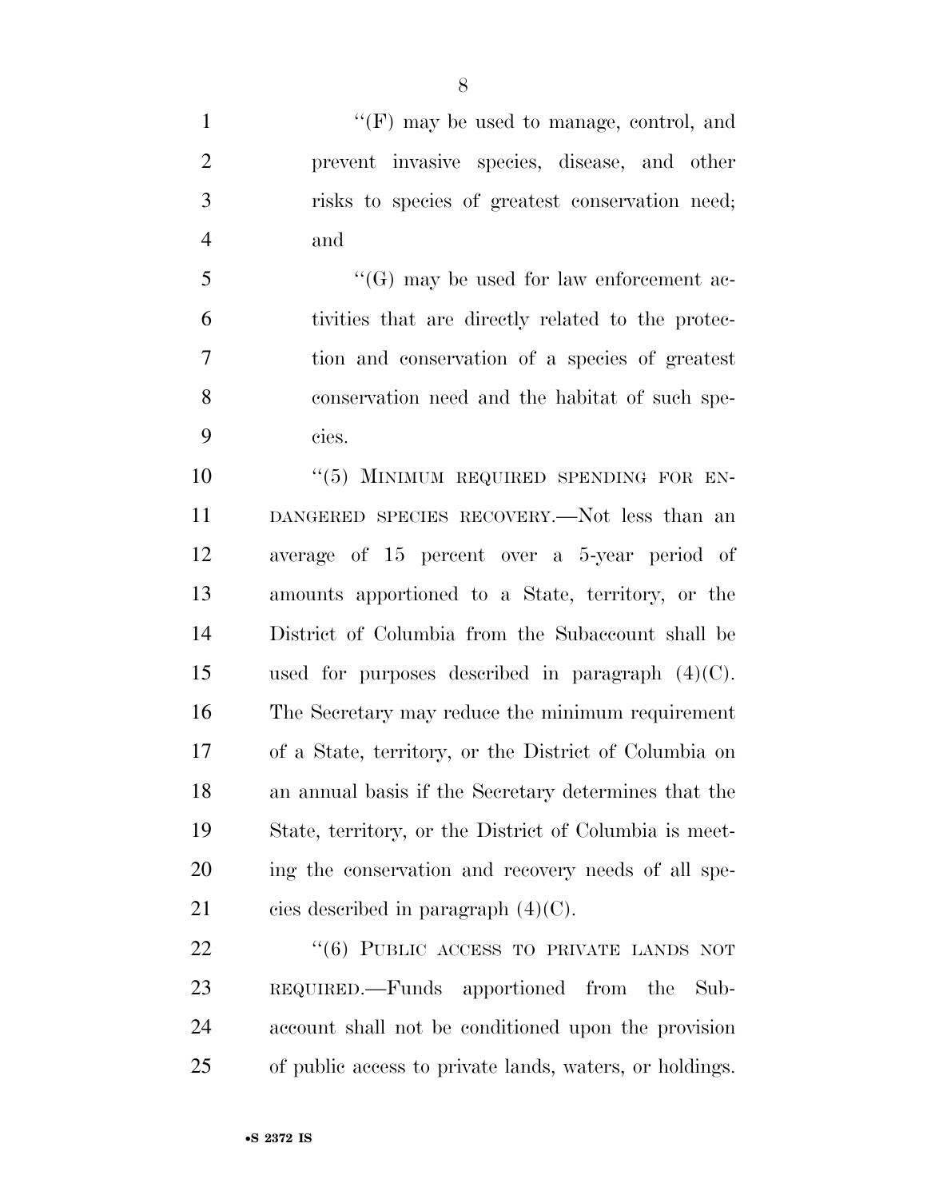''(F) may be used to manage, control, and prevent invasive species, disease, and other risks to species of greatest conservation need; and

''(G) may be used for law enforcement activities that are directly related to the protection and conservation of a species of greatest conservation need and the habitat of such species.

''(5) MINIMUM REQUIRED SPENDING FOR ENDANGERED SPECIES RECOVERY.—Not less than an average of 15 percent over a 5-year period of amounts apportioned to a State, territory, or the District of Columbia from the Subaccount shall be used for purposes described in paragraph (4)(C). The Secretary may reduce the minimum requirement of a State, territory, or the District of Columbia on an annual basis if the Secretary determines that the State, territory, or the District of Columbia is meeting the conservation and recovery needs of all species described in paragraph (4)(C).

''(6) PUBLIC ACCESS TO PRIVATE LANDS NOT REQUIRED.—Funds apportioned from the Subaccount shall not be conditioned upon the provision of public access to private lands, waters, or holdings.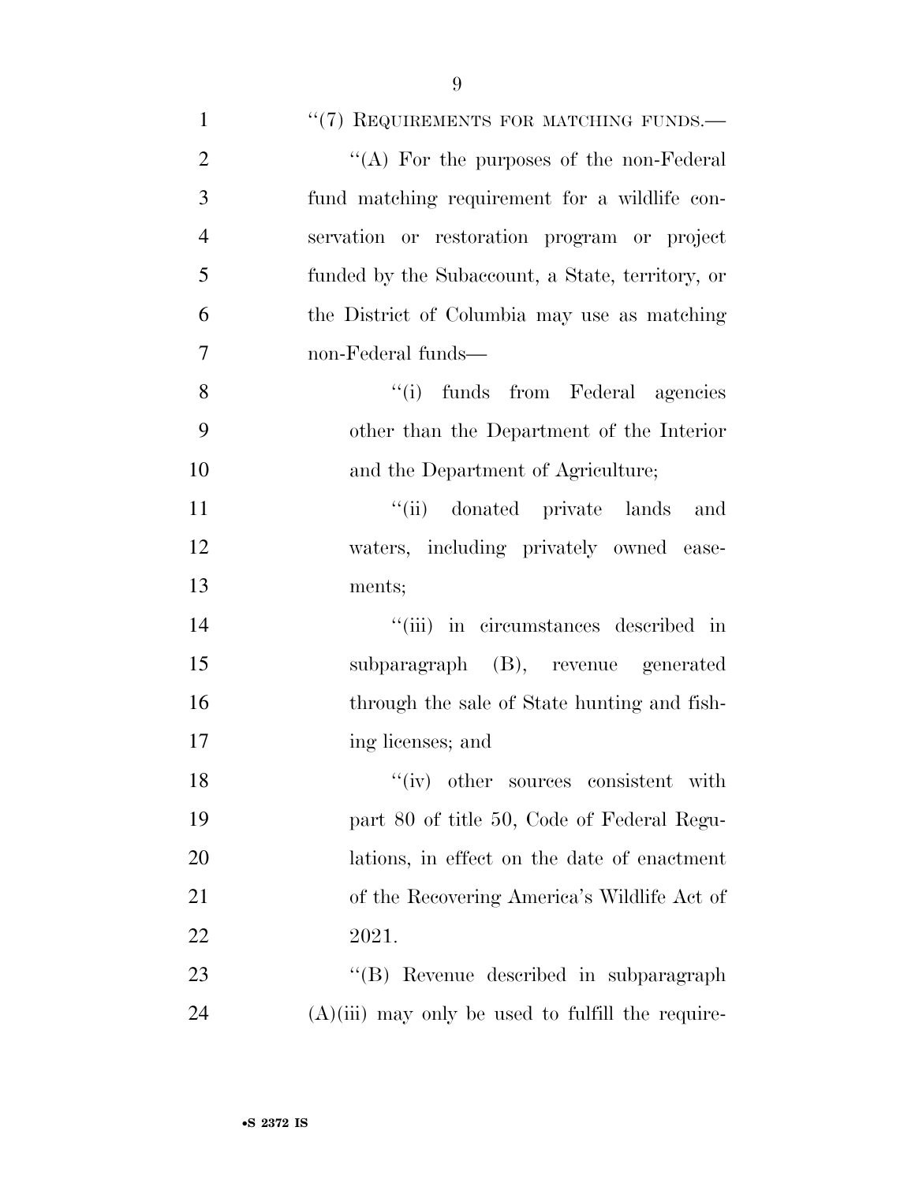"(7) REQUIREMENTS FOR MATCHING FUNDS.—

"(A) For the purposes of the non-Federal fund matching requirement for a wildlife conservation or restoration program or project funded by the Subaccount, a State, territory, or the District of Columbia may use as matching non-Federal funds—

"(i) funds from Federal agencies other than the Department of the Interior and the Department of Agriculture;

"(ii) donated private lands and waters, including privately owned easements;

"(iii) in circumstances described in subparagraph (B), revenue generated through the sale of State hunting and fishing licenses; and

"(iv) other sources consistent with part 80 of title 50, Code of Federal Regulations, in effect on the date of enactment of the Recovering America's Wildlife Act of 2021.

"(B) Revenue described in subparagraph (A)(iii) may only be used to fulfill the require-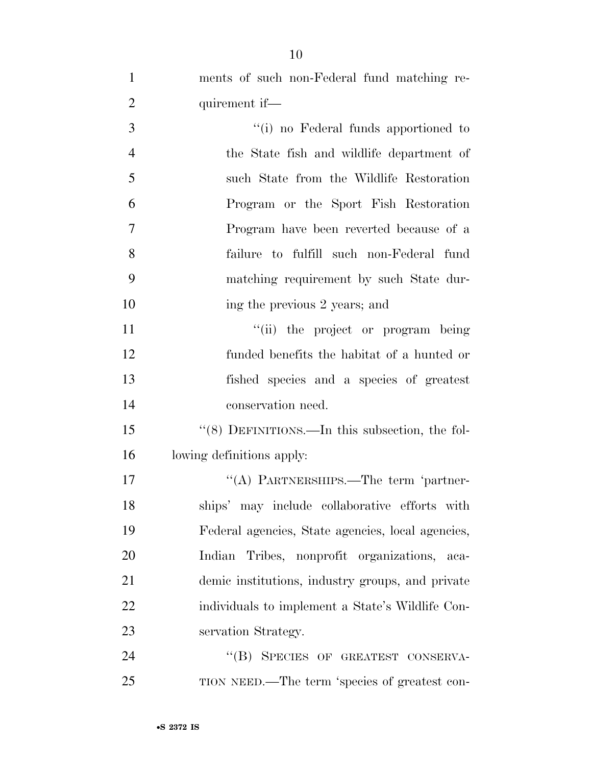ments of such non-Federal fund matching requirement if—

"(i) no Federal funds apportioned to the State fish and wildlife department of such State from the Wildlife Restoration Program or the Sport Fish Restoration Program have been reverted because of a failure to fulfill such non-Federal fund matching requirement by such State during the previous 2 years; and

"(ii) the project or program being funded benefits the habitat of a hunted or fished species and a species of greatest conservation need.

"(8) DEFINITIONS.—In this subsection, the following definitions apply:

"(A) PARTNERSHIPS.—The term 'partnerships' may include collaborative efforts with Federal agencies, State agencies, local agencies, Indian Tribes, nonprofit organizations, academic institutions, industry groups, and private individuals to implement a State's Wildlife Conservation Strategy.

"(B) SPECIES OF GREATEST CONSERVATION NEED.—The term 'species of greatest con-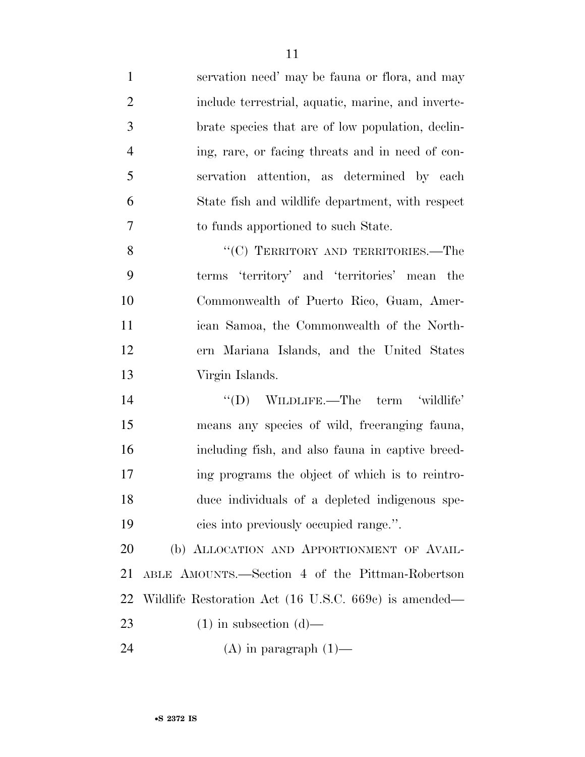servation need' may be fauna or flora, and may include terrestrial, aquatic, marine, and invertebrate species that are of low population, declining, rare, or facing threats and in need of conservation attention, as determined by each State fish and wildlife department, with respect to funds apportioned to such State.

"(C) TERRITORY AND TERRITORIES.—The terms 'territory' and 'territories' mean the Commonwealth of Puerto Rico, Guam, American Samoa, the Commonwealth of the Northern Mariana Islands, and the United States Virgin Islands.

"(D) WILDLIFE.—The term 'wildlife' means any species of wild, freeranging fauna, including fish, and also fauna in captive breeding programs the object of which is to reintroduce individuals of a depleted indigenous species into previously occupied range.".

(b) ALLOCATION AND APPORTIONMENT OF AVAILABLE AMOUNTS.—Section 4 of the Pittman-Robertson Wildlife Restoration Act (16 U.S.C. 669c) is amended—

(1) in subsection (d)—

(A) in paragraph (1)—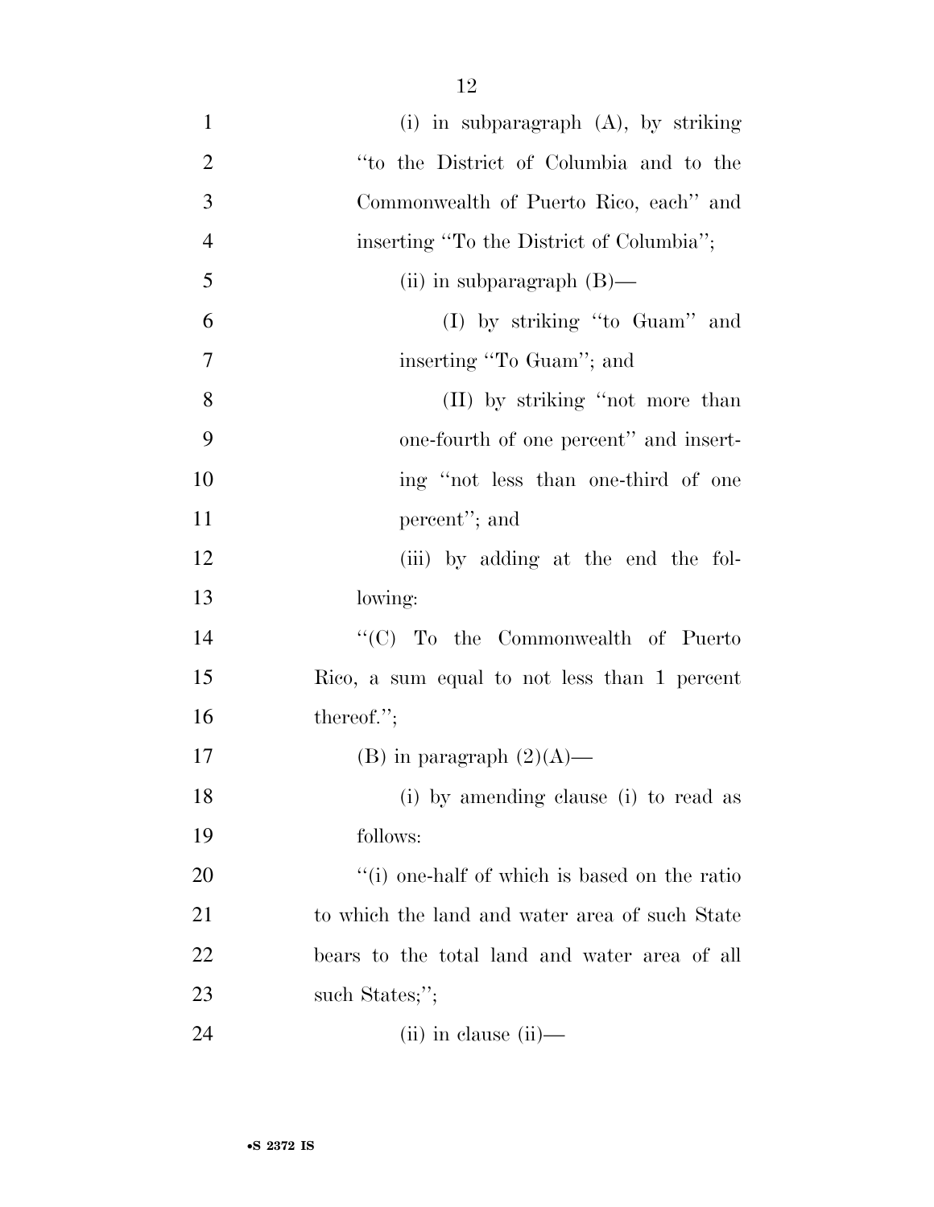(i) in subparagraph (A), by striking "to the District of Columbia and to the Commonwealth of Puerto Rico, each" and inserting "To the District of Columbia";

(ii) in subparagraph (B)—

(I) by striking "to Guam" and inserting "To Guam"; and

(II) by striking "not more than one-fourth of one percent" and inserting "not less than one-third of one percent"; and

(iii) by adding at the end the following:

"(C) To the Commonwealth of Puerto Rico, a sum equal to not less than 1 percent thereof.";

(B) in paragraph (2)(A)—

(i) by amending clause (i) to read as follows:

"(i) one-half of which is based on the ratio to which the land and water area of such State bears to the total land and water area of all such States;";

(ii) in clause (ii)—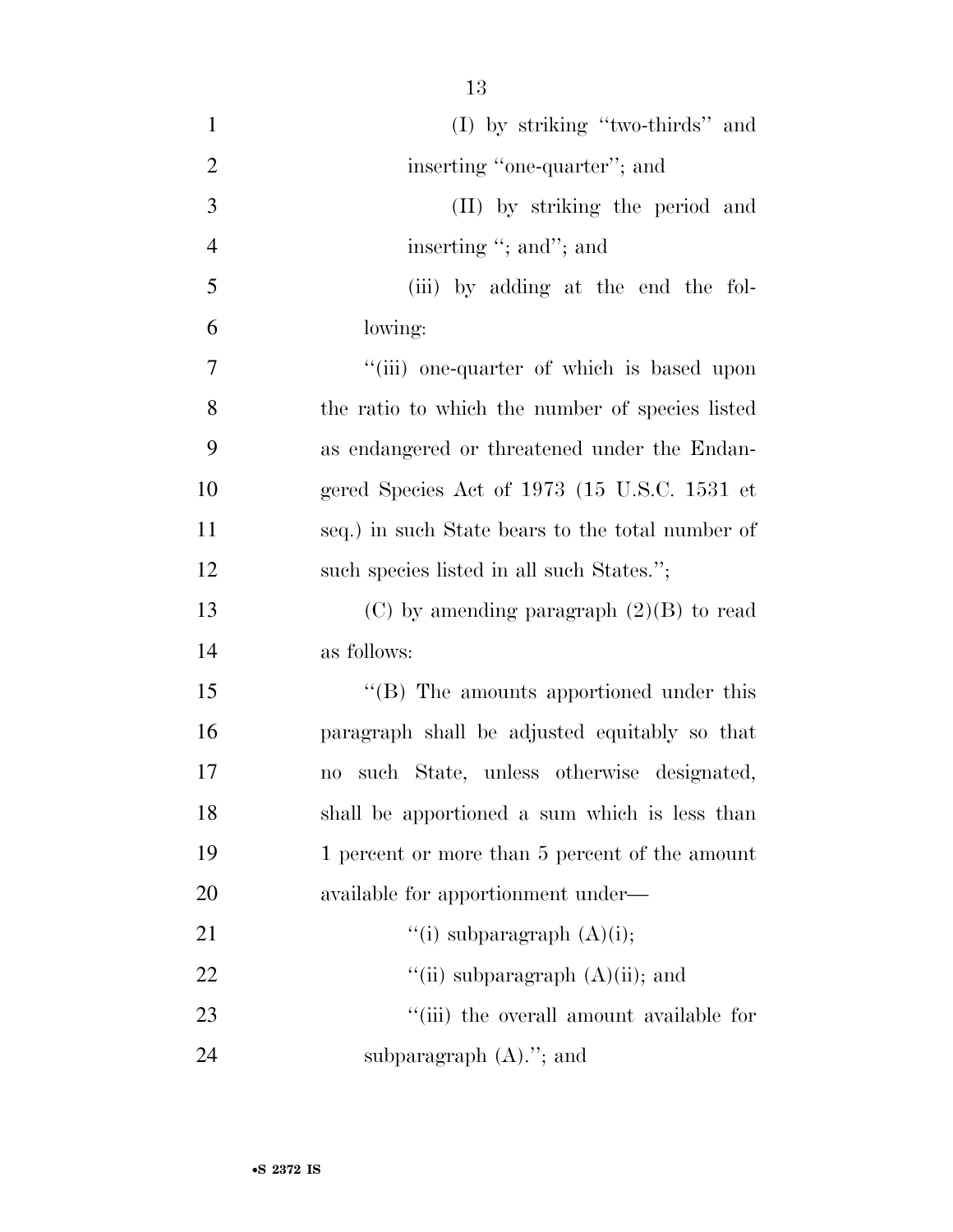(I) by striking "two-thirds" and inserting "one-quarter"; and

(II) by striking the period and inserting "; and"; and

(iii) by adding at the end the following:

"(iii) one-quarter of which is based upon the ratio to which the number of species listed as endangered or threatened under the Endangered Species Act of 1973 (15 U.S.C. 1531 et seq.) in such State bears to the total number of such species listed in all such States.";

(C) by amending paragraph (2)(B) to read as follows:

"(B) The amounts apportioned under this paragraph shall be adjusted equitably so that no such State, unless otherwise designated, shall be apportioned a sum which is less than 1 percent or more than 5 percent of the amount available for apportionment under—

"(i) subparagraph (A)(i);

"(ii) subparagraph (A)(ii); and

"(iii) the overall amount available for subparagraph (A)."; and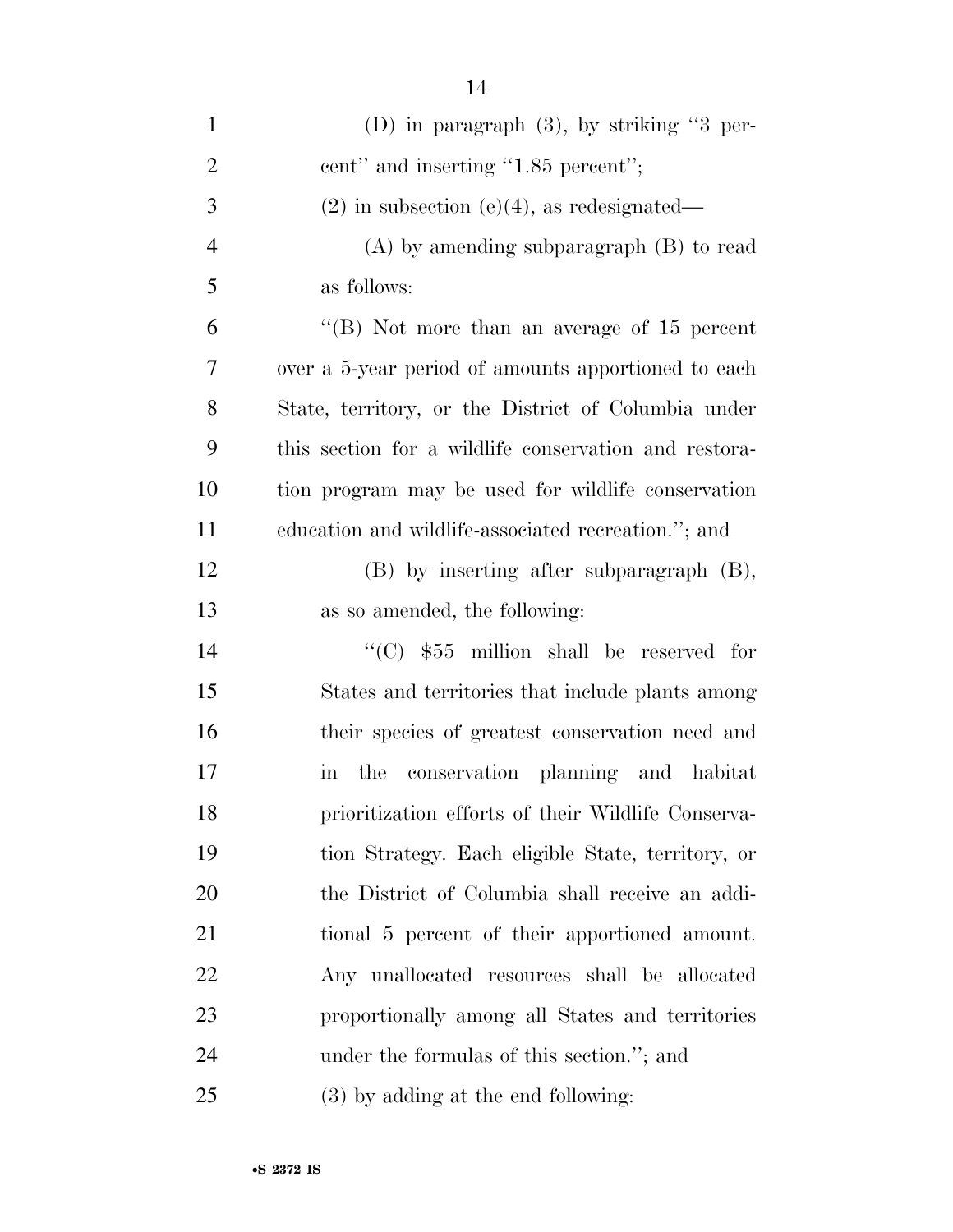(D) in paragraph (3), by striking "3 percent" and inserting "1.85 percent";

(2) in subsection (e)(4), as redesignated—

(A) by amending subparagraph (B) to read as follows:

"(B) Not more than an average of 15 percent over a 5-year period of amounts apportioned to each State, territory, or the District of Columbia under this section for a wildlife conservation and restoration program may be used for wildlife conservation education and wildlife-associated recreation."; and

(B) by inserting after subparagraph (B), as so amended, the following:

"(C) $55 million shall be reserved for States and territories that include plants among their species of greatest conservation need and in the conservation planning and habitat prioritization efforts of their Wildlife Conservation Strategy. Each eligible State, territory, or the District of Columbia shall receive an additional 5 percent of their apportioned amount. Any unallocated resources shall be allocated proportionally among all States and territories under the formulas of this section."; and

(3) by adding at the end following: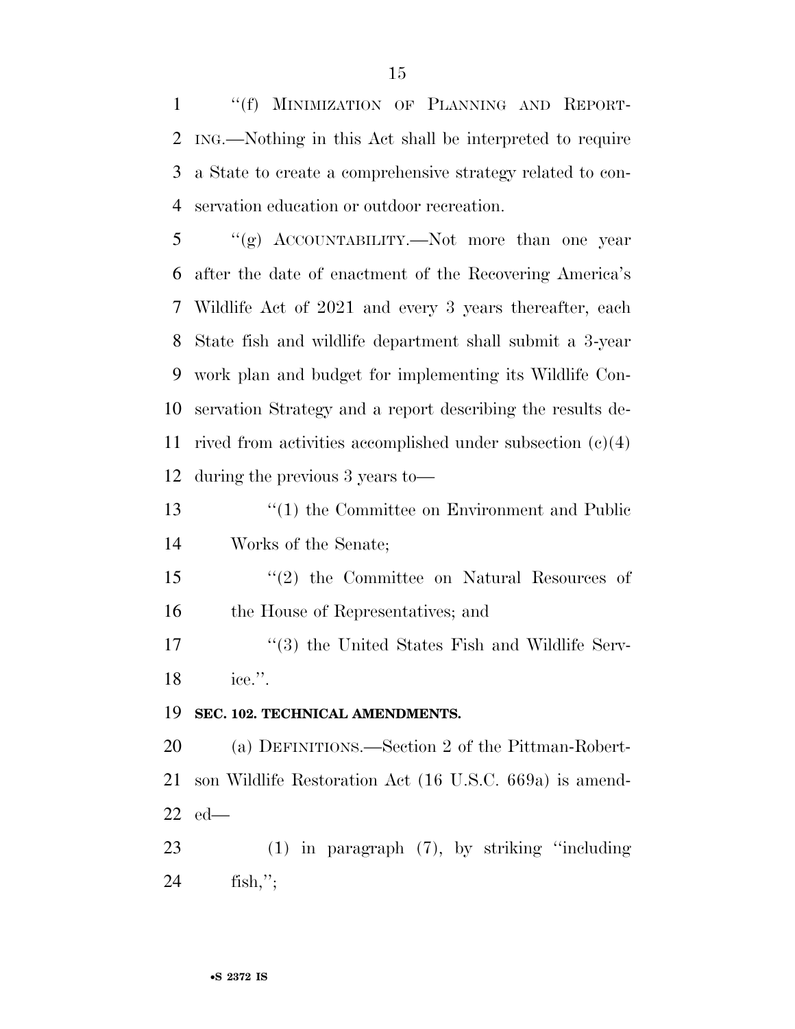"(f) MINIMIZATION OF PLANNING AND REPORTING.—Nothing in this Act shall be interpreted to require a State to create a comprehensive strategy related to conservation education or outdoor recreation.

"(g) ACCOUNTABILITY.—Not more than one year after the date of enactment of the Recovering America's Wildlife Act of 2021 and every 3 years thereafter, each State fish and wildlife department shall submit a 3-year work plan and budget for implementing its Wildlife Conservation Strategy and a report describing the results derived from activities accomplished under subsection (c)(4) during the previous 3 years to—

"(1) the Committee on Environment and Public Works of the Senate;

"(2) the Committee on Natural Resources of the House of Representatives; and

"(3) the United States Fish and Wildlife Service.".

**SEC. 102. TECHNICAL AMENDMENTS.**

(a) DEFINITIONS.—Section 2 of the Pittman-Robertson Wildlife Restoration Act (16 U.S.C. 669a) is amended—

(1) in paragraph (7), by striking "including fish,";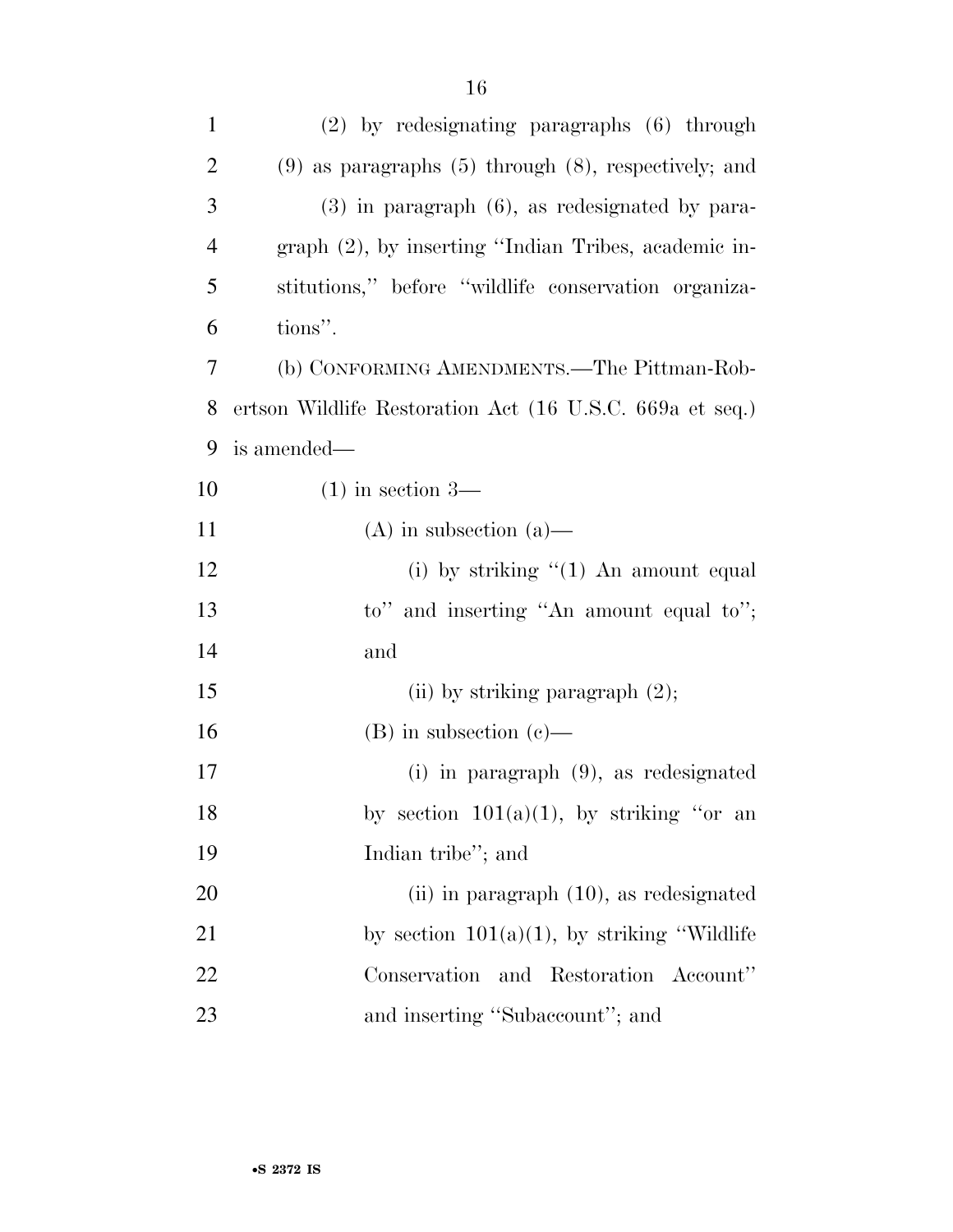(2) by redesignating paragraphs (6) through (9) as paragraphs (5) through (8), respectively; and

(3) in paragraph (6), as redesignated by paragraph (2), by inserting ''Indian Tribes, academic institutions,'' before ''wildlife conservation organizations''.

(b) CONFORMING AMENDMENTS.—The Pittman-Robertson Wildlife Restoration Act (16 U.S.C. 669a et seq.) is amended—

(1) in section 3—

(A) in subsection (a)—

(i) by striking ''(1) An amount equal to'' and inserting ''An amount equal to''; and

(ii) by striking paragraph (2);

(B) in subsection (c)—

(i) in paragraph (9), as redesignated by section 101(a)(1), by striking ''or an Indian tribe''; and

(ii) in paragraph (10), as redesignated by section 101(a)(1), by striking ''Wildlife Conservation and Restoration Account'' and inserting ''Subaccount''; and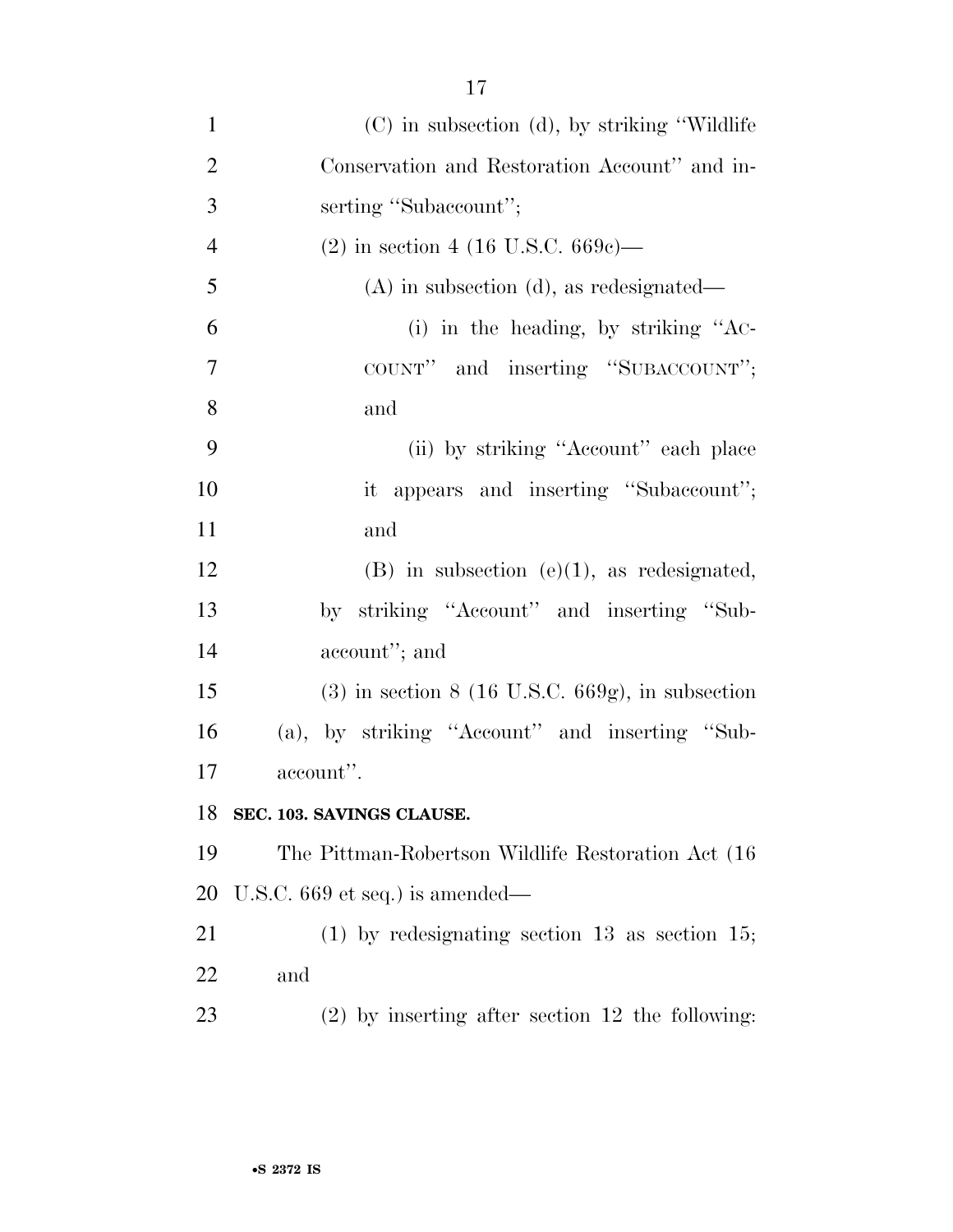(C) in subsection (d), by striking ''Wildlife Conservation and Restoration Account'' and inserting ''Subaccount'';

(2) in section 4 (16 U.S.C. 669c)—

(A) in subsection (d), as redesignated—

(i) in the heading, by striking ''ACCOUNT'' and inserting ''SUBACCOUNT''; and

(ii) by striking ''Account'' each place it appears and inserting ''Subaccount''; and

(B) in subsection (e)(1), as redesignated, by striking ''Account'' and inserting ''Subaccount''; and

(3) in section 8 (16 U.S.C. 669g), in subsection (a), by striking ''Account'' and inserting ''Subaccount''.

**SEC. 103. SAVINGS CLAUSE.**

The Pittman-Robertson Wildlife Restoration Act (16 U.S.C. 669 et seq.) is amended—

(1) by redesignating section 13 as section 15; and

(2) by inserting after section 12 the following: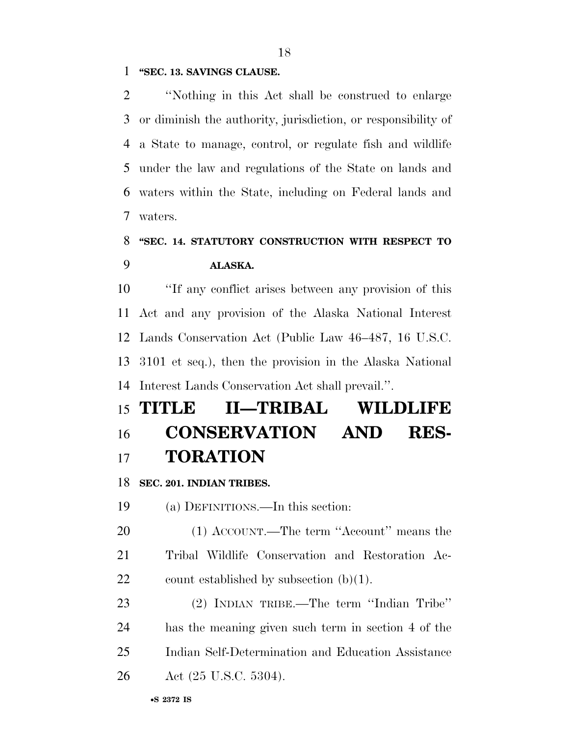**"SEC. 13. SAVINGS CLAUSE.**

"Nothing in this Act shall be construed to enlarge or diminish the authority, jurisdiction, or responsibility of a State to manage, control, or regulate fish and wildlife under the law and regulations of the State on lands and waters within the State, including on Federal lands and waters.

**"SEC. 14. STATUTORY CONSTRUCTION WITH RESPECT TO ALASKA.**

"If any conflict arises between any provision of this Act and any provision of the Alaska National Interest Lands Conservation Act (Public Law 46–487, 16 U.S.C. 3101 et seq.), then the provision in the Alaska National Interest Lands Conservation Act shall prevail.".

# TITLE II—TRIBAL WILDLIFE CONSERVATION AND RESTORATION

**SEC. 201. INDIAN TRIBES.**

(a) DEFINITIONS.—In this section:

(1) ACCOUNT.—The term "Account" means the Tribal Wildlife Conservation and Restoration Account established by subsection (b)(1).

(2) INDIAN TRIBE.—The term "Indian Tribe" has the meaning given such term in section 4 of the Indian Self-Determination and Education Assistance Act (25 U.S.C. 5304).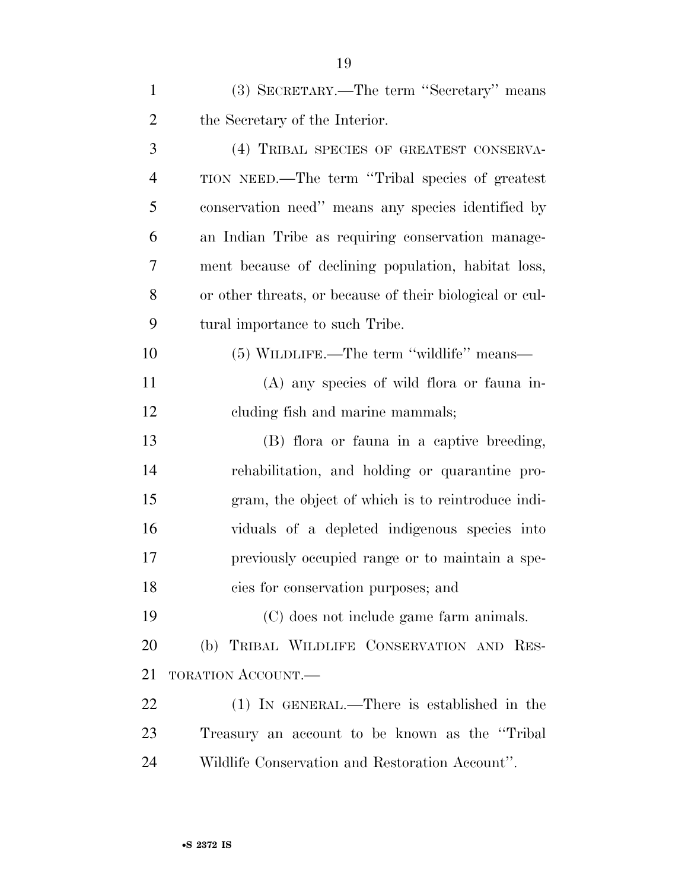(3) SECRETARY.—The term ''Secretary'' means the Secretary of the Interior.

(4) TRIBAL SPECIES OF GREATEST CONSERVATION NEED.—The term ''Tribal species of greatest conservation need'' means any species identified by an Indian Tribe as requiring conservation management because of declining population, habitat loss, or other threats, or because of their biological or cultural importance to such Tribe.

(5) WILDLIFE.—The term ''wildlife'' means—

(A) any species of wild flora or fauna including fish and marine mammals;

(B) flora or fauna in a captive breeding, rehabilitation, and holding or quarantine program, the object of which is to reintroduce individuals of a depleted indigenous species into previously occupied range or to maintain a species for conservation purposes; and

(C) does not include game farm animals.

(b) TRIBAL WILDLIFE CONSERVATION AND RESTORATION ACCOUNT.—

(1) IN GENERAL.—There is established in the Treasury an account to be known as the ''Tribal Wildlife Conservation and Restoration Account''.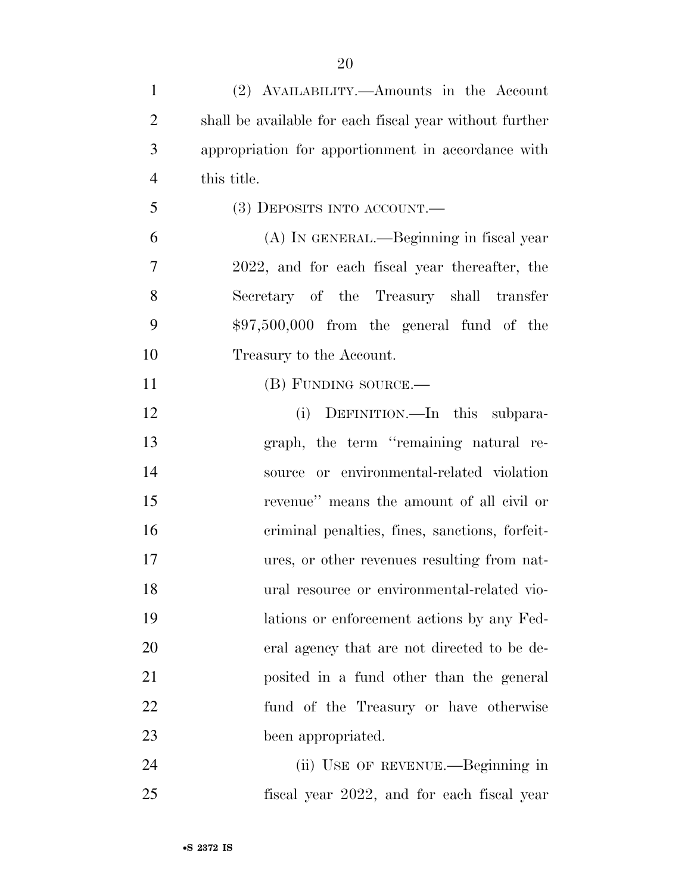(2) AVAILABILITY.—Amounts in the Account shall be available for each fiscal year without further appropriation for apportionment in accordance with this title.

(3) DEPOSITS INTO ACCOUNT.—

(A) IN GENERAL.—Beginning in fiscal year 2022, and for each fiscal year thereafter, the Secretary of the Treasury shall transfer $97,500,000 from the general fund of the Treasury to the Account.

(B) FUNDING SOURCE.—

(i) DEFINITION.—In this subparagraph, the term ''remaining natural resource or environmental-related violation revenue'' means the amount of all civil or criminal penalties, fines, sanctions, forfeitures, or other revenues resulting from natural resource or environmental-related violations or enforcement actions by any Federal agency that are not directed to be deposited in a fund other than the general fund of the Treasury or have otherwise been appropriated.

(ii) USE OF REVENUE.—Beginning in fiscal year 2022, and for each fiscal year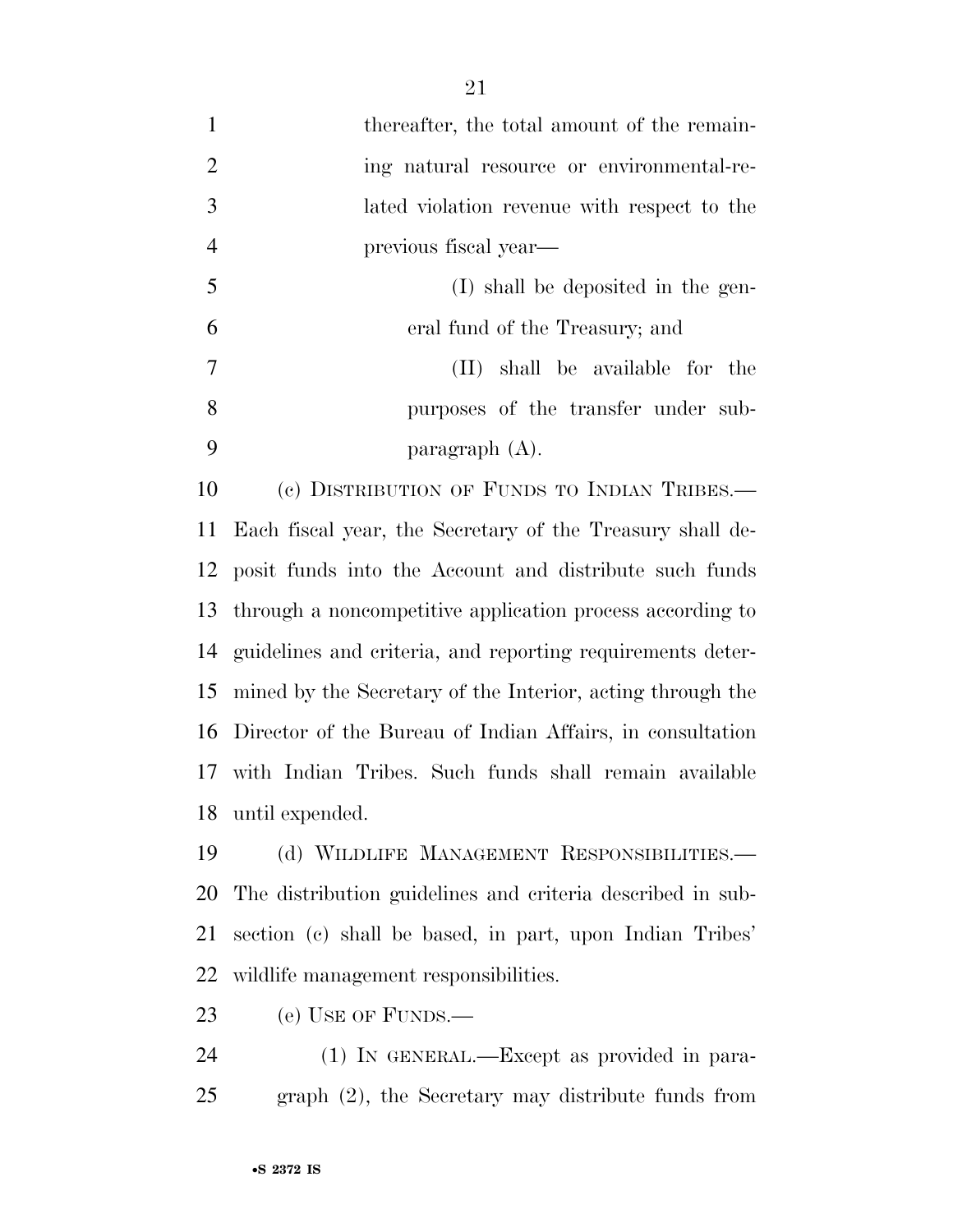thereafter, the total amount of the remaining natural resource or environmental-related violation revenue with respect to the previous fiscal year—

(I) shall be deposited in the general fund of the Treasury; and

(II) shall be available for the purposes of the transfer under subparagraph (A).

(c) DISTRIBUTION OF FUNDS TO INDIAN TRIBES.—Each fiscal year, the Secretary of the Treasury shall deposit funds into the Account and distribute such funds through a noncompetitive application process according to guidelines and criteria, and reporting requirements determined by the Secretary of the Interior, acting through the Director of the Bureau of Indian Affairs, in consultation with Indian Tribes. Such funds shall remain available until expended.

(d) WILDLIFE MANAGEMENT RESPONSIBILITIES.—The distribution guidelines and criteria described in subsection (c) shall be based, in part, upon Indian Tribes' wildlife management responsibilities.

(e) USE OF FUNDS.—

(1) IN GENERAL.—Except as provided in paragraph (2), the Secretary may distribute funds from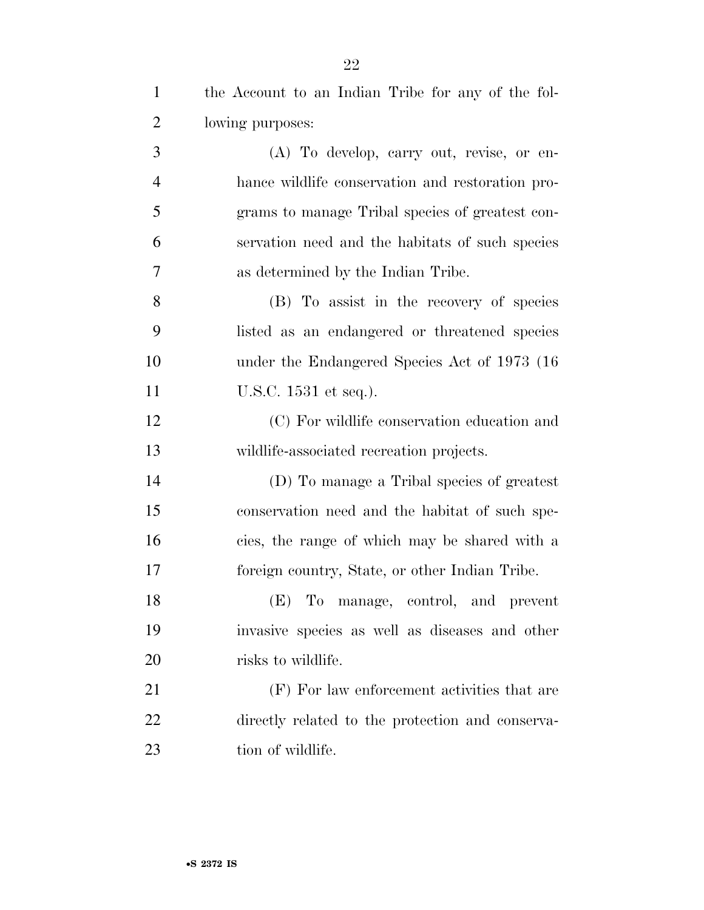the Account to an Indian Tribe for any of the following purposes:

(A) To develop, carry out, revise, or enhance wildlife conservation and restoration programs to manage Tribal species of greatest conservation need and the habitats of such species as determined by the Indian Tribe.

(B) To assist in the recovery of species listed as an endangered or threatened species under the Endangered Species Act of 1973 (16 U.S.C. 1531 et seq.).

(C) For wildlife conservation education and wildlife-associated recreation projects.

(D) To manage a Tribal species of greatest conservation need and the habitat of such species, the range of which may be shared with a foreign country, State, or other Indian Tribe.

(E) To manage, control, and prevent invasive species as well as diseases and other risks to wildlife.

(F) For law enforcement activities that are directly related to the protection and conservation of wildlife.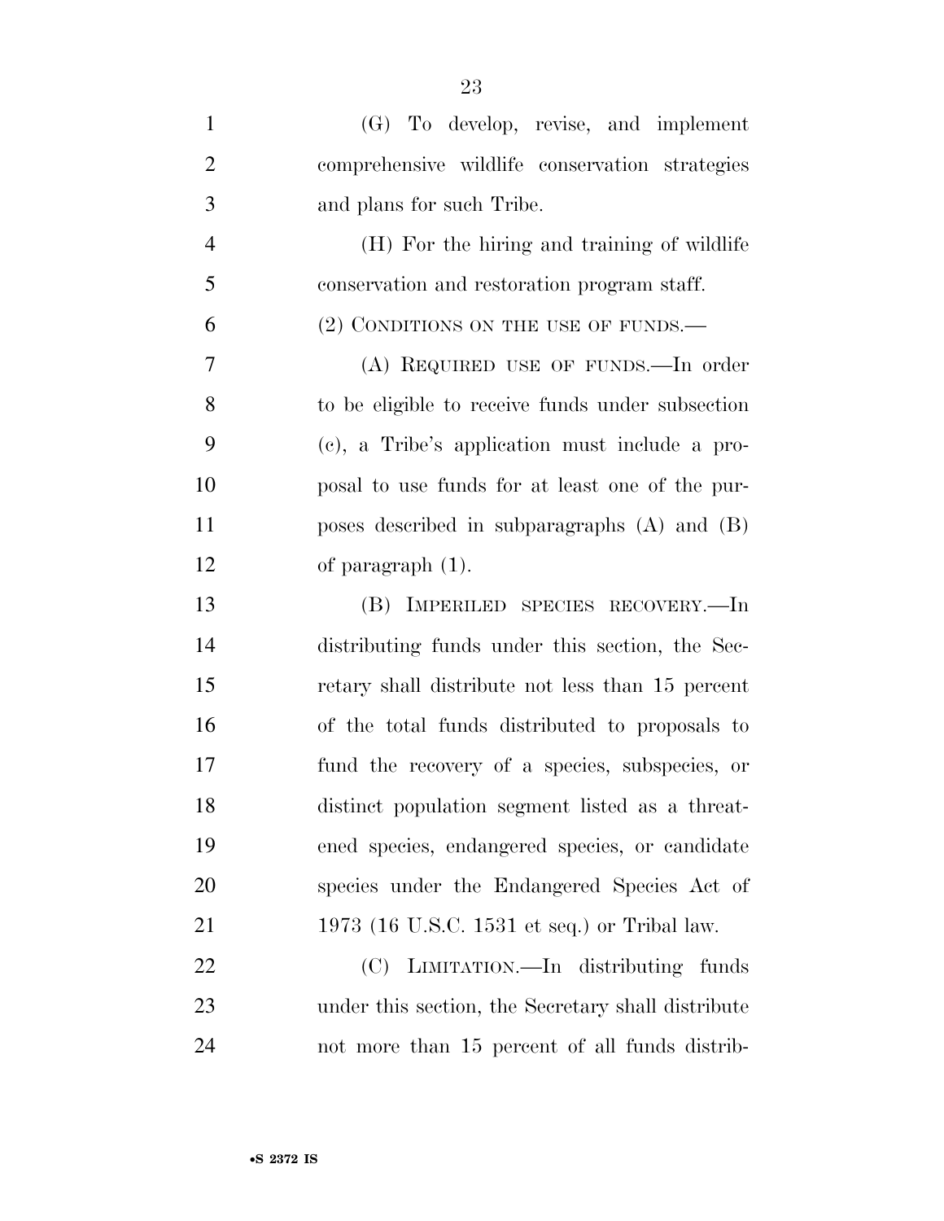(G) To develop, revise, and implement comprehensive wildlife conservation strategies and plans for such Tribe.

(H) For the hiring and training of wildlife conservation and restoration program staff.

(2) CONDITIONS ON THE USE OF FUNDS.—

(A) REQUIRED USE OF FUNDS.—In order to be eligible to receive funds under subsection (c), a Tribe's application must include a proposal to use funds for at least one of the purposes described in subparagraphs (A) and (B) of paragraph (1).

(B) IMPERILED SPECIES RECOVERY.—In distributing funds under this section, the Secretary shall distribute not less than 15 percent of the total funds distributed to proposals to fund the recovery of a species, subspecies, or distinct population segment listed as a threatened species, endangered species, or candidate species under the Endangered Species Act of 1973 (16 U.S.C. 1531 et seq.) or Tribal law.

(C) LIMITATION.—In distributing funds under this section, the Secretary shall distribute not more than 15 percent of all funds distrib-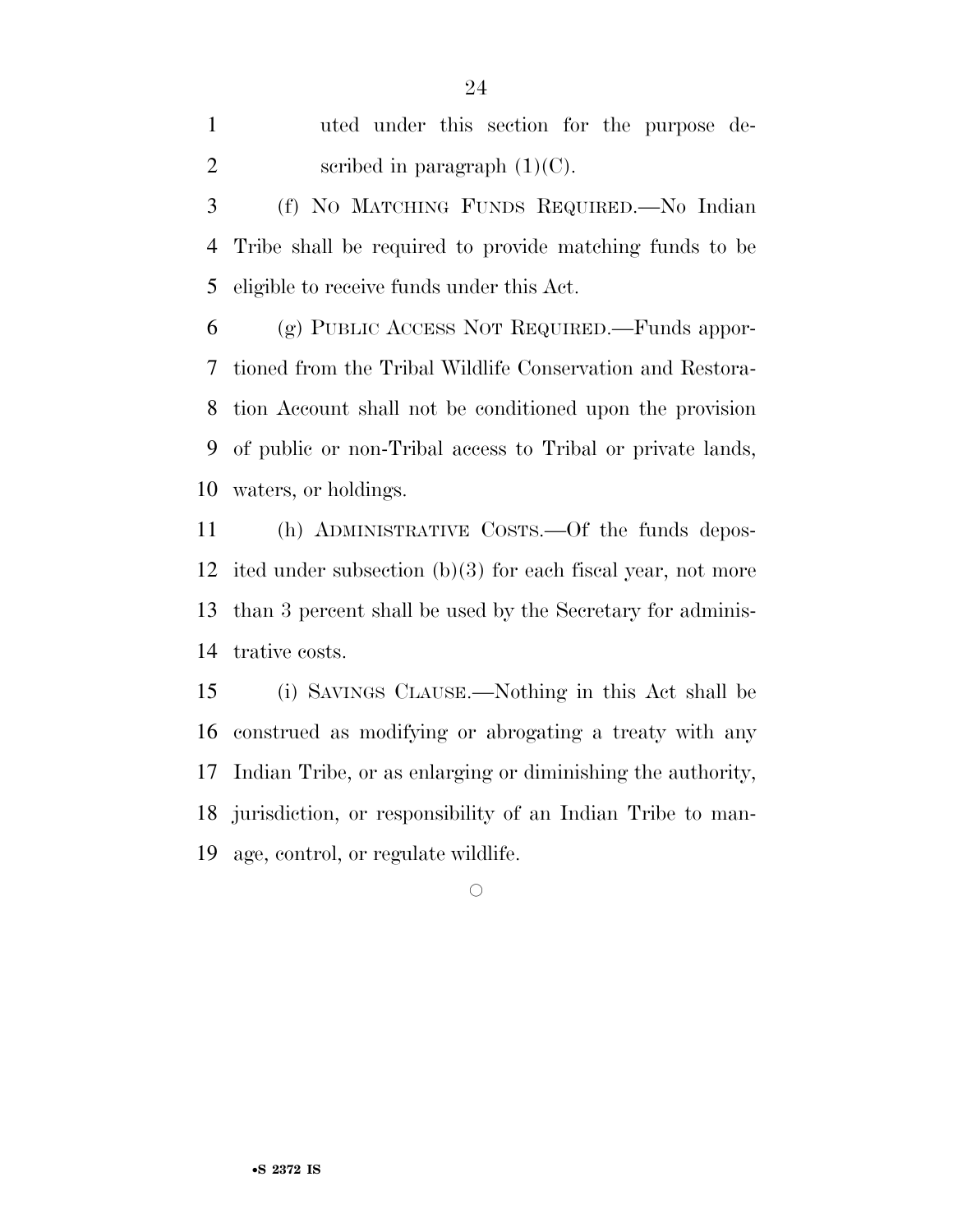uted under this section for the purpose described in paragraph (1)(C).

(f) NO MATCHING FUNDS REQUIRED.—No Indian Tribe shall be required to provide matching funds to be eligible to receive funds under this Act.

(g) PUBLIC ACCESS NOT REQUIRED.—Funds apportioned from the Tribal Wildlife Conservation and Restoration Account shall not be conditioned upon the provision of public or non-Tribal access to Tribal or private lands, waters, or holdings.

(h) ADMINISTRATIVE COSTS.—Of the funds deposited under subsection (b)(3) for each fiscal year, not more than 3 percent shall be used by the Secretary for administrative costs.

(i) SAVINGS CLAUSE.—Nothing in this Act shall be construed as modifying or abrogating a treaty with any Indian Tribe, or as enlarging or diminishing the authority, jurisdiction, or responsibility of an Indian Tribe to manage, control, or regulate wildlife.

○